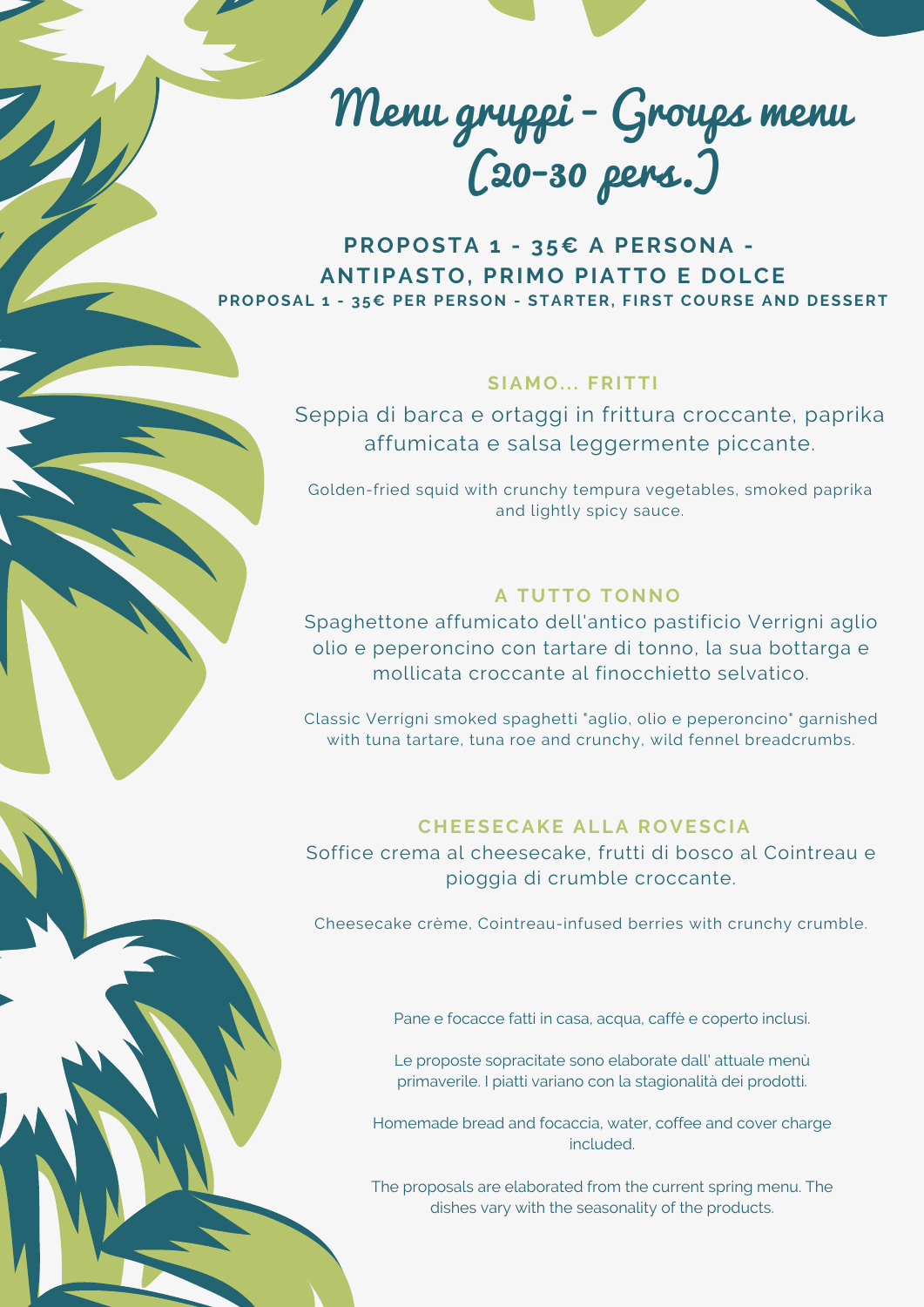# Menu gruppi - Groups menu (20-30 pers.)

## PROPOSTA 1 - 35€ A PERSONA - ANTIPASTO, PRIMO PIATTO E DOLCE

**PROPOSAL 1 - 35€ PER PERSON - STARTER, FIRST COURSE AND DESSERT**

### SIAMO... FRITTI

Seppia di barca e ortaggi in frittura croccante, paprika affumicata e salsa leggermente piccante.

Golden-fried squid with crunchy tempura vegetables, smoked paprika and lightly spicy sauce.

### A TUTTO TONNO

Spaghettone affumicato dell'antico pastificio Verrigni aglio olio e peperoncino con tartare di tonno, la sua bottarga e mollicata croccante al finocchietto selvatico.

Classic Verrigni smoked spaghetti "aglio, olio e peperoncino" garnished with tuna tartare, tuna roe and crunchy, wild fennel breadcrumbs.

### CHEESECAKE ALLA ROVESCIA

Soffice crema al cheesecake, frutti di bosco al Cointreau e pioggia di crumble croccante.

Cheesecake crème, Cointreau-infused berries with crunchy crumble.

Pane e focacce fatti in casa, acqua, caffè e coperto inclusi.

Le proposte sopracitate sono elaborate dall' attuale menù primaverile. I piatti variano con la stagionalità dei prodotti.

Homemade bread and focaccia, water, coffee and cover charge included.

The proposals are elaborated from the current spring menu. The dishes vary with the seasonality of the products.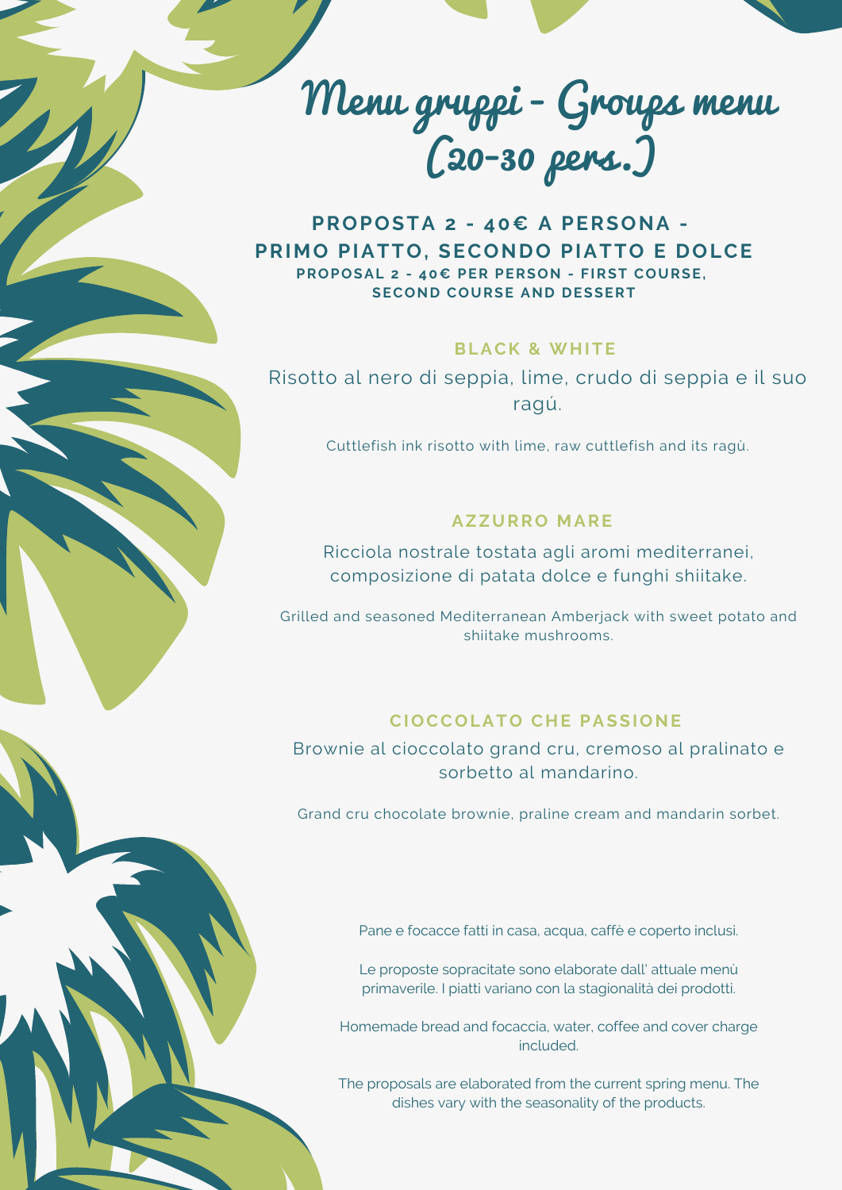# Menu gruppi - Groups menu (20-30 pers.)

**PROPOSTA 2 - 40€ A PERSONA - PRIMO PIATTO, SECONDO PIATTO E DOLCE**

**PROPOSAL 2 - 40€ PER PERSON - FIRST COURSE, SECOND COURSE AND DESSERT**

### BLACK & WHITE

Risotto al nero di seppia, lime, crudo di seppia e il suo ragú.

Cuttlefish ink risotto with lime, raw cuttlefish and its ragù.

### AZZURRO MARE

Ricciola nostrale tostata agli aromi mediterranei, composizione di patata dolce e funghi shiitake.

Grilled and seasoned Mediterranean Amberjack with sweet potato and shiitake mushrooms.

### CIOCCOLATO CHE PASSIONE

Brownie al cioccolato grand cru, cremoso al pralinato e sorbetto al mandarino.

Grand cru chocolate brownie, praline cream and mandarin sorbet.

Pane e focacce fatti in casa, acqua, caffè e coperto inclusi.

Le proposte sopracitate sono elaborate dall' attuale menù primaverile. I piatti variano con la stagionalità dei prodotti.

Homemade bread and focaccia, water, coffee and cover charge included.

The proposals are elaborated from the current spring menu. The dishes vary with the seasonality of the products.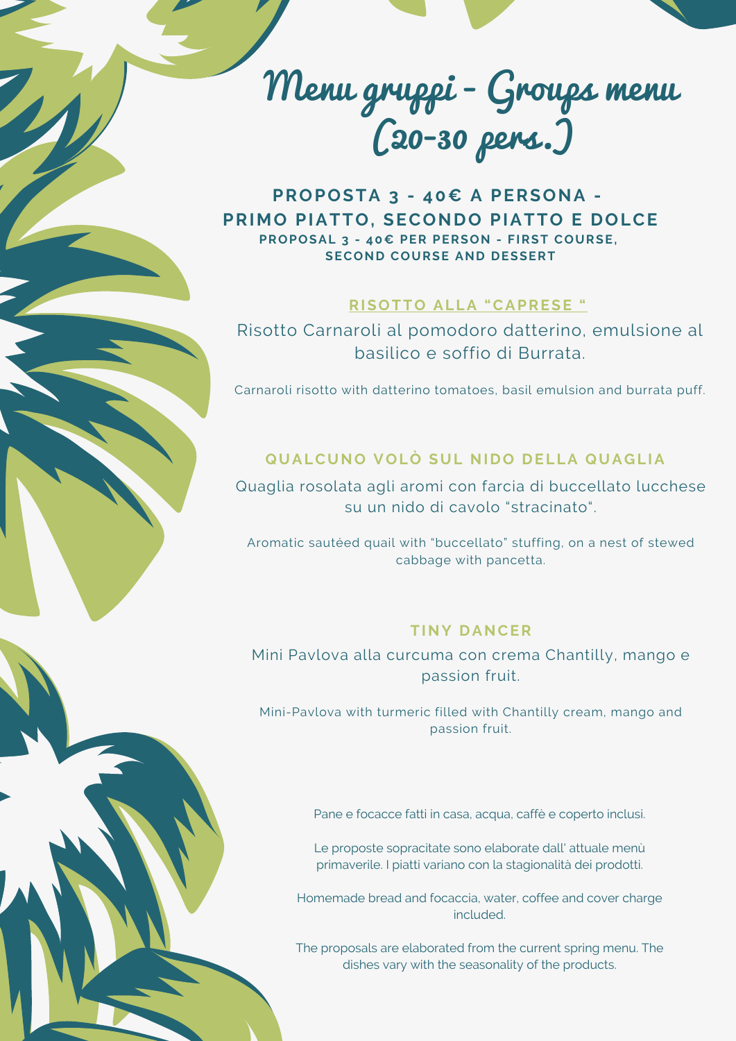# Menu gruppi - Groups menu (20-30 pers.)

**PROPOSTA 3 - 40€ A PERSONA - PRIMO PIATTO, SECONDO PIATTO E DOLCE**

**PROPOSAL 3 - 40€ PER PERSON - FIRST COURSE, SECOND COURSE AND DESSERT**

### RISOTTO ALLA "CAPRESE "

Risotto Carnaroli al pomodoro datterino, emulsione al basilico e soffio di Burrata.

Carnaroli risotto with datterino tomatoes, basil emulsion and burrata puff.

### QUALCUNO VOLÒ SUL NIDO DELLA QUAGLIA

Quaglia rosolata agli aromi con farcia di buccellato lucchese su un nido di cavolo "stracinato".

Aromatic sautéed quail with "buccellato" stuffing, on a nest of stewed cabbage with pancetta.

### TINY DANCER

Mini Pavlova alla curcuma con crema Chantilly, mango e passion fruit.

Mini-Pavlova with turmeric filled with Chantilly cream, mango and passion fruit.

Pane e focacce fatti in casa, acqua, caffè e coperto inclusi.

Le proposte sopracitate sono elaborate dall' attuale menù primaverile. I piatti variano con la stagionalità dei prodotti.

Homemade bread and focaccia, water, coffee and cover charge included.

The proposals are elaborated from the current spring menu. The dishes vary with the seasonality of the products.